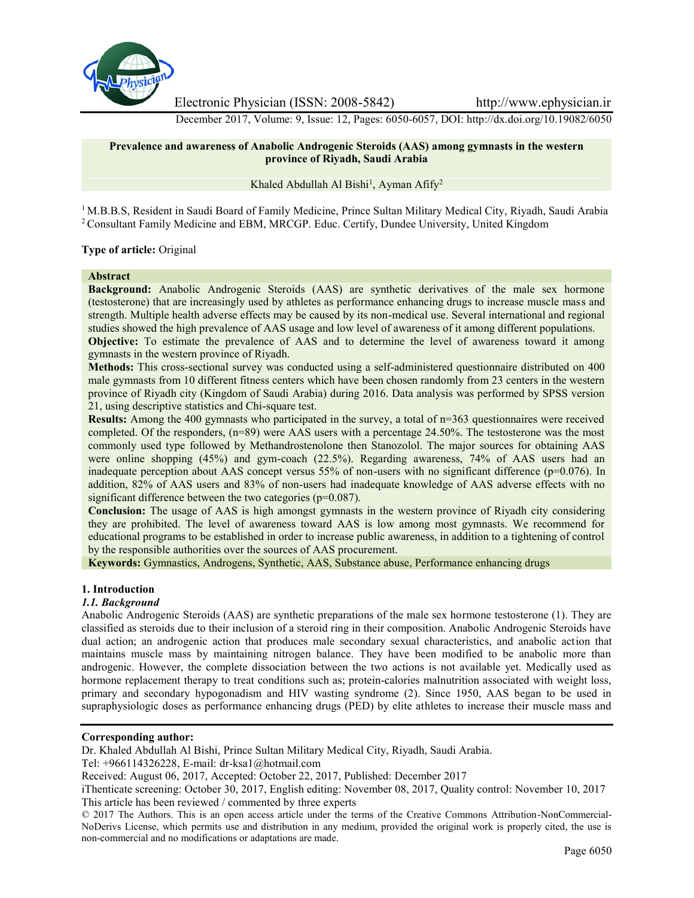Electronic Physician (ISSN: 2008-5842) http://www.ephysician.ir

December 2017, Volume: 9, Issue: 12, Pages: 6050-6057, DOI: http://dx.doi.org/10.19082/6050

# Prevalence and awareness of Anabolic Androgenic Steroids (AAS) among gymnasts in the western province of Riyadh, Saudi Arabia

Khaled Abdullah Al Bishi[1], Ayman Afify[2]

[1] M.B.B.S, Resident in Saudi Board of Family Medicine, Prince Sultan Military Medical City, Riyadh, Saudi Arabia
[2] Consultant Family Medicine and EBM, MRCGP. Educ. Certify, Dundee University, United Kingdom

**Type of article:** Original

## Abstract

**Background:** Anabolic Androgenic Steroids (AAS) are synthetic derivatives of the male sex hormone (testosterone) that are increasingly used by athletes as performance enhancing drugs to increase muscle mass and strength. Multiple health adverse effects may be caused by its non-medical use. Several international and regional studies showed the high prevalence of AAS usage and low level of awareness of it among different populations.

**Objective:** To estimate the prevalence of AAS and to determine the level of awareness toward it among gymnasts in the western province of Riyadh.

**Methods:** This cross-sectional survey was conducted using a self-administered questionnaire distributed on 400 male gymnasts from 10 different fitness centers which have been chosen randomly from 23 centers in the western province of Riyadh city (Kingdom of Saudi Arabia) during 2016. Data analysis was performed by SPSS version 21, using descriptive statistics and Chi-square test.

**Results:** Among the 400 gymnasts who participated in the survey, a total of n=363 questionnaires were received completed. Of the responders, (n=89) were AAS users with a percentage 24.50%. The testosterone was the most commonly used type followed by Methandrostenolone then Stanozolol. The major sources for obtaining AAS were online shopping (45%) and gym-coach (22.5%). Regarding awareness, 74% of AAS users had an inadequate perception about AAS concept versus 55% of non-users with no significant difference (p=0.076). In addition, 82% of AAS users and 83% of non-users had inadequate knowledge of AAS adverse effects with no significant difference between the two categories (p=0.087).

**Conclusion:** The usage of AAS is high amongst gymnasts in the western province of Riyadh city considering they are prohibited. The level of awareness toward AAS is low among most gymnasts. We recommend for educational programs to be established in order to increase public awareness, in addition to a tightening of control by the responsible authorities over the sources of AAS procurement.

**Keywords:** Gymnastics, Androgens, Synthetic, AAS, Substance abuse, Performance enhancing drugs

## 1. Introduction

### *1.1. Background*

Anabolic Androgenic Steroids (AAS) are synthetic preparations of the male sex hormone testosterone (1). They are classified as steroids due to their inclusion of a steroid ring in their composition. Anabolic Androgenic Steroids have dual action; an androgenic action that produces male secondary sexual characteristics, and anabolic action that maintains muscle mass by maintaining nitrogen balance. They have been modified to be anabolic more than androgenic. However, the complete dissociation between the two actions is not available yet. Medically used as hormone replacement therapy to treat conditions such as; protein-calories malnutrition associated with weight loss, primary and secondary hypogonadism and HIV wasting syndrome (2). Since 1950, AAS began to be used in supraphysiologic doses as performance enhancing drugs (PED) by elite athletes to increase their muscle mass and

**Corresponding author:**
Dr. Khaled Abdullah Al Bishi, Prince Sultan Military Medical City, Riyadh, Saudi Arabia.
Tel: +966114326228, E-mail: dr-ksa1@hotmail.com
Received: August 06, 2017, Accepted: October 22, 2017, Published: December 2017
iThenticate screening: October 30, 2017, English editing: November 08, 2017, Quality control: November 10, 2017
This article has been reviewed / commented by three experts
© 2017 The Authors. This is an open access article under the terms of the Creative Commons Attribution-NonCommercial-NoDerivs License, which permits use and distribution in any medium, provided the original work is properly cited, the use is non-commercial and no modifications or adaptations are made.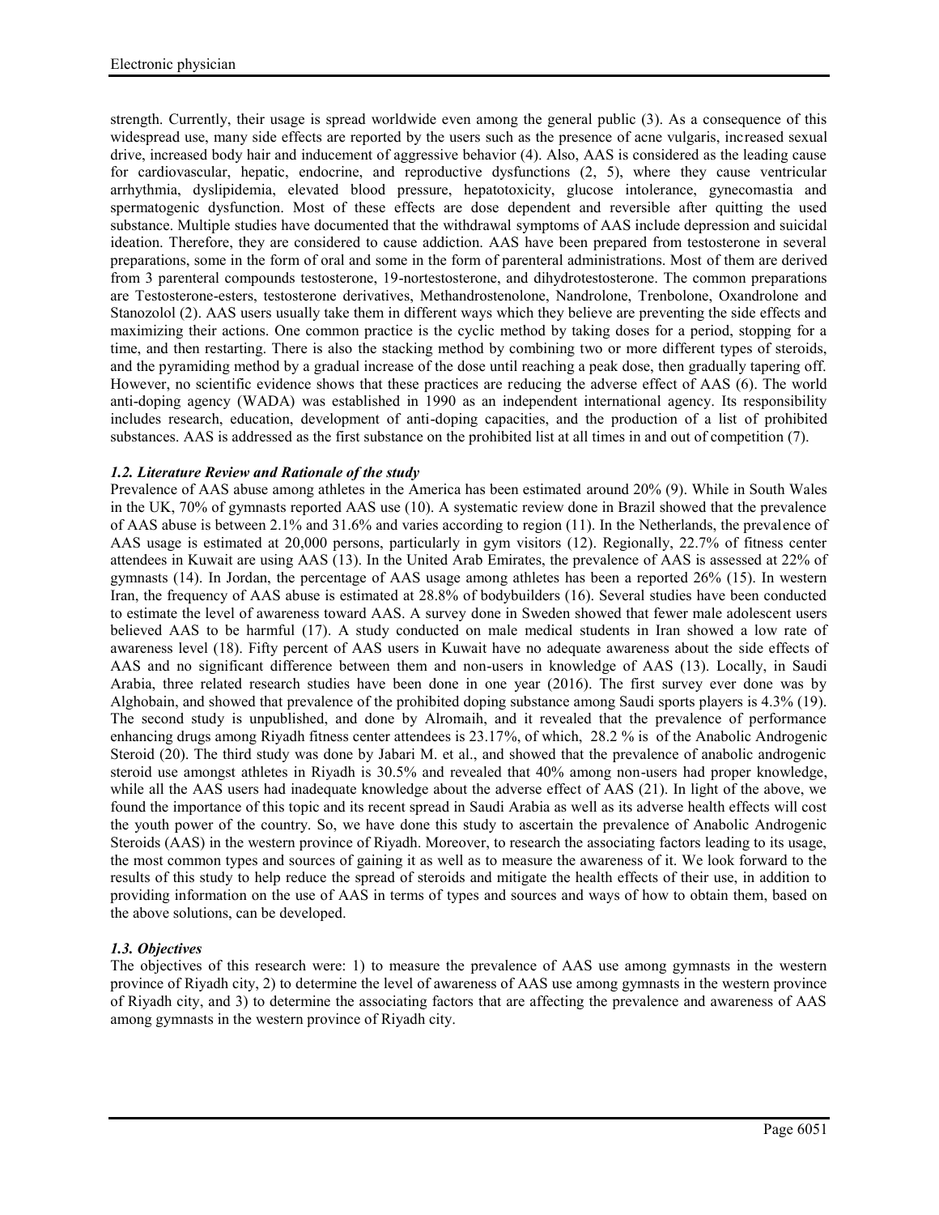strength. Currently, their usage is spread worldwide even among the general public (3). As a consequence of this widespread use, many side effects are reported by the users such as the presence of acne vulgaris, increased sexual drive, increased body hair and inducement of aggressive behavior (4). Also, AAS is considered as the leading cause for cardiovascular, hepatic, endocrine, and reproductive dysfunctions (2, 5), where they cause ventricular arrhythmia, dyslipidemia, elevated blood pressure, hepatotoxicity, glucose intolerance, gynecomastia and spermatogenic dysfunction. Most of these effects are dose dependent and reversible after quitting the used substance. Multiple studies have documented that the withdrawal symptoms of AAS include depression and suicidal ideation. Therefore, they are considered to cause addiction. AAS have been prepared from testosterone in several preparations, some in the form of oral and some in the form of parenteral administrations. Most of them are derived from 3 parenteral compounds testosterone, 19-nortestosterone, and dihydrotestosterone. The common preparations are Testosterone-esters, testosterone derivatives, Methandrostenolone, Nandrolone, Trenbolone, Oxandrolone and Stanozolol (2). AAS users usually take them in different ways which they believe are preventing the side effects and maximizing their actions. One common practice is the cyclic method by taking doses for a period, stopping for a time, and then restarting. There is also the stacking method by combining two or more different types of steroids, and the pyramiding method by a gradual increase of the dose until reaching a peak dose, then gradually tapering off. However, no scientific evidence shows that these practices are reducing the adverse effect of AAS (6). The world anti-doping agency (WADA) was established in 1990 as an independent international agency. Its responsibility includes research, education, development of anti-doping capacities, and the production of a list of prohibited substances. AAS is addressed as the first substance on the prohibited list at all times in and out of competition (7).

### *1.2. Literature Review and Rationale of the study*

Prevalence of AAS abuse among athletes in the America has been estimated around 20% (9). While in South Wales in the UK, 70% of gymnasts reported AAS use (10). A systematic review done in Brazil showed that the prevalence of AAS abuse is between 2.1% and 31.6% and varies according to region (11). In the Netherlands, the prevalence of AAS usage is estimated at 20,000 persons, particularly in gym visitors (12). Regionally, 22.7% of fitness center attendees in Kuwait are using AAS (13). In the United Arab Emirates, the prevalence of AAS is assessed at 22% of gymnasts (14). In Jordan, the percentage of AAS usage among athletes has been a reported 26% (15). In western Iran, the frequency of AAS abuse is estimated at 28.8% of bodybuilders (16). Several studies have been conducted to estimate the level of awareness toward AAS. A survey done in Sweden showed that fewer male adolescent users believed AAS to be harmful (17). A study conducted on male medical students in Iran showed a low rate of awareness level (18). Fifty percent of AAS users in Kuwait have no adequate awareness about the side effects of AAS and no significant difference between them and non-users in knowledge of AAS (13). Locally, in Saudi Arabia, three related research studies have been done in one year (2016). The first survey ever done was by Alghobain, and showed that prevalence of the prohibited doping substance among Saudi sports players is 4.3% (19). The second study is unpublished, and done by Alromaih, and it revealed that the prevalence of performance enhancing drugs among Riyadh fitness center attendees is 23.17%, of which, 28.2 % is of the Anabolic Androgenic Steroid (20). The third study was done by Jabari M. et al., and showed that the prevalence of anabolic androgenic steroid use amongst athletes in Riyadh is 30.5% and revealed that 40% among non-users had proper knowledge, while all the AAS users had inadequate knowledge about the adverse effect of AAS (21). In light of the above, we found the importance of this topic and its recent spread in Saudi Arabia as well as its adverse health effects will cost the youth power of the country. So, we have done this study to ascertain the prevalence of Anabolic Androgenic Steroids (AAS) in the western province of Riyadh. Moreover, to research the associating factors leading to its usage, the most common types and sources of gaining it as well as to measure the awareness of it. We look forward to the results of this study to help reduce the spread of steroids and mitigate the health effects of their use, in addition to providing information on the use of AAS in terms of types and sources and ways of how to obtain them, based on the above solutions, can be developed.

### *1.3. Objectives*

The objectives of this research were: 1) to measure the prevalence of AAS use among gymnasts in the western province of Riyadh city, 2) to determine the level of awareness of AAS use among gymnasts in the western province of Riyadh city, and 3) to determine the associating factors that are affecting the prevalence and awareness of AAS among gymnasts in the western province of Riyadh city.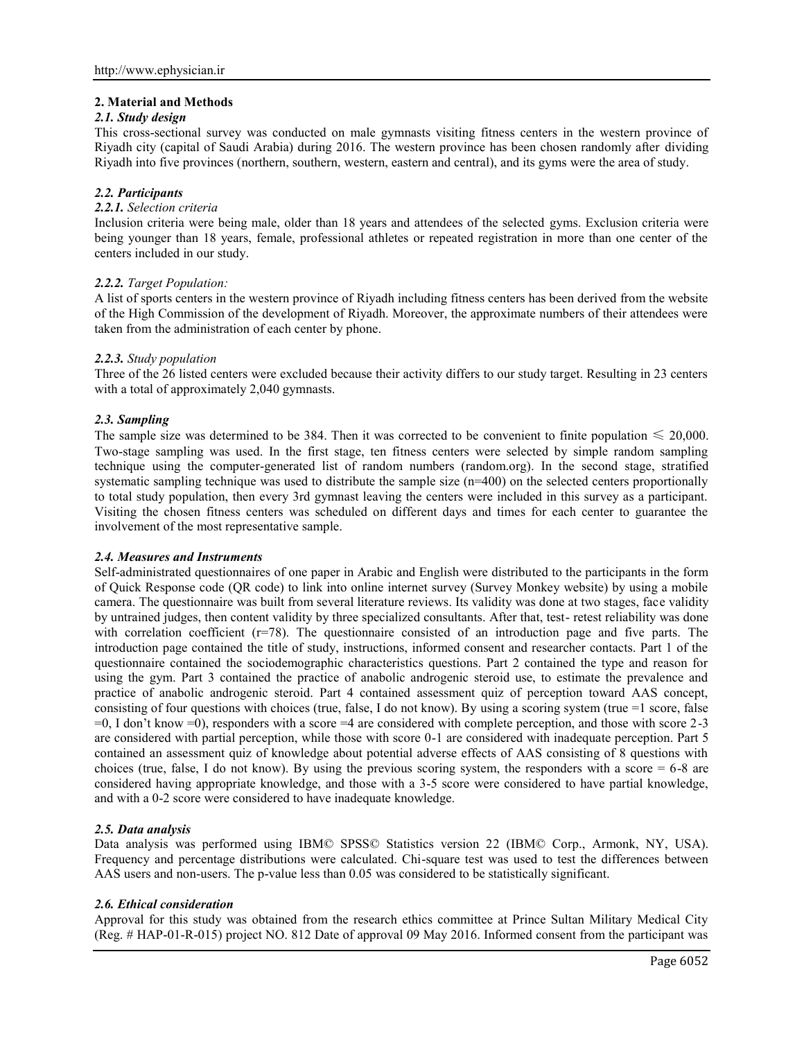## 2. Material and Methods

### *2.1. Study design*

This cross-sectional survey was conducted on male gymnasts visiting fitness centers in the western province of Riyadh city (capital of Saudi Arabia) during 2016. The western province has been chosen randomly after dividing Riyadh into five provinces (northern, southern, western, eastern and central), and its gyms were the area of study.

### *2.2. Participants*

#### *2.2.1. Selection criteria*

Inclusion criteria were being male, older than 18 years and attendees of the selected gyms. Exclusion criteria were being younger than 18 years, female, professional athletes or repeated registration in more than one center of the centers included in our study.

#### *2.2.2. Target Population:*

A list of sports centers in the western province of Riyadh including fitness centers has been derived from the website of the High Commission of the development of Riyadh. Moreover, the approximate numbers of their attendees were taken from the administration of each center by phone.

#### *2.2.3. Study population*

Three of the 26 listed centers were excluded because their activity differs to our study target. Resulting in 23 centers with a total of approximately 2,040 gymnasts.

### *2.3. Sampling*

The sample size was determined to be 384. Then it was corrected to be convenient to finite population $\leq$ 20,000. Two-stage sampling was used. In the first stage, ten fitness centers were selected by simple random sampling technique using the computer-generated list of random numbers (random.org). In the second stage, stratified systematic sampling technique was used to distribute the sample size (n=400) on the selected centers proportionally to total study population, then every 3rd gymnast leaving the centers were included in this survey as a participant. Visiting the chosen fitness centers was scheduled on different days and times for each center to guarantee the involvement of the most representative sample.

### *2.4. Measures and Instruments*

Self-administrated questionnaires of one paper in Arabic and English were distributed to the participants in the form of Quick Response code (QR code) to link into online internet survey (Survey Monkey website) by using a mobile camera. The questionnaire was built from several literature reviews. Its validity was done at two stages, face validity by untrained judges, then content validity by three specialized consultants. After that, test- retest reliability was done with correlation coefficient (r=78). The questionnaire consisted of an introduction page and five parts. The introduction page contained the title of study, instructions, informed consent and researcher contacts. Part 1 of the questionnaire contained the sociodemographic characteristics questions. Part 2 contained the type and reason for using the gym. Part 3 contained the practice of anabolic androgenic steroid use, to estimate the prevalence and practice of anabolic androgenic steroid. Part 4 contained assessment quiz of perception toward AAS concept, consisting of four questions with choices (true, false, I do not know). By using a scoring system (true =1 score, false =0, I don't know =0), responders with a score =4 are considered with complete perception, and those with score 2-3 are considered with partial perception, while those with score 0-1 are considered with inadequate perception. Part 5 contained an assessment quiz of knowledge about potential adverse effects of AAS consisting of 8 questions with choices (true, false, I do not know). By using the previous scoring system, the responders with a score = 6-8 are considered having appropriate knowledge, and those with a 3-5 score were considered to have partial knowledge, and with a 0-2 score were considered to have inadequate knowledge.

### *2.5. Data analysis*

Data analysis was performed using IBM© SPSS© Statistics version 22 (IBM© Corp., Armonk, NY, USA). Frequency and percentage distributions were calculated. Chi-square test was used to test the differences between AAS users and non-users. The p-value less than 0.05 was considered to be statistically significant.

### *2.6. Ethical consideration*

Approval for this study was obtained from the research ethics committee at Prince Sultan Military Medical City (Reg. # HAP-01-R-015) project NO. 812 Date of approval 09 May 2016. Informed consent from the participant was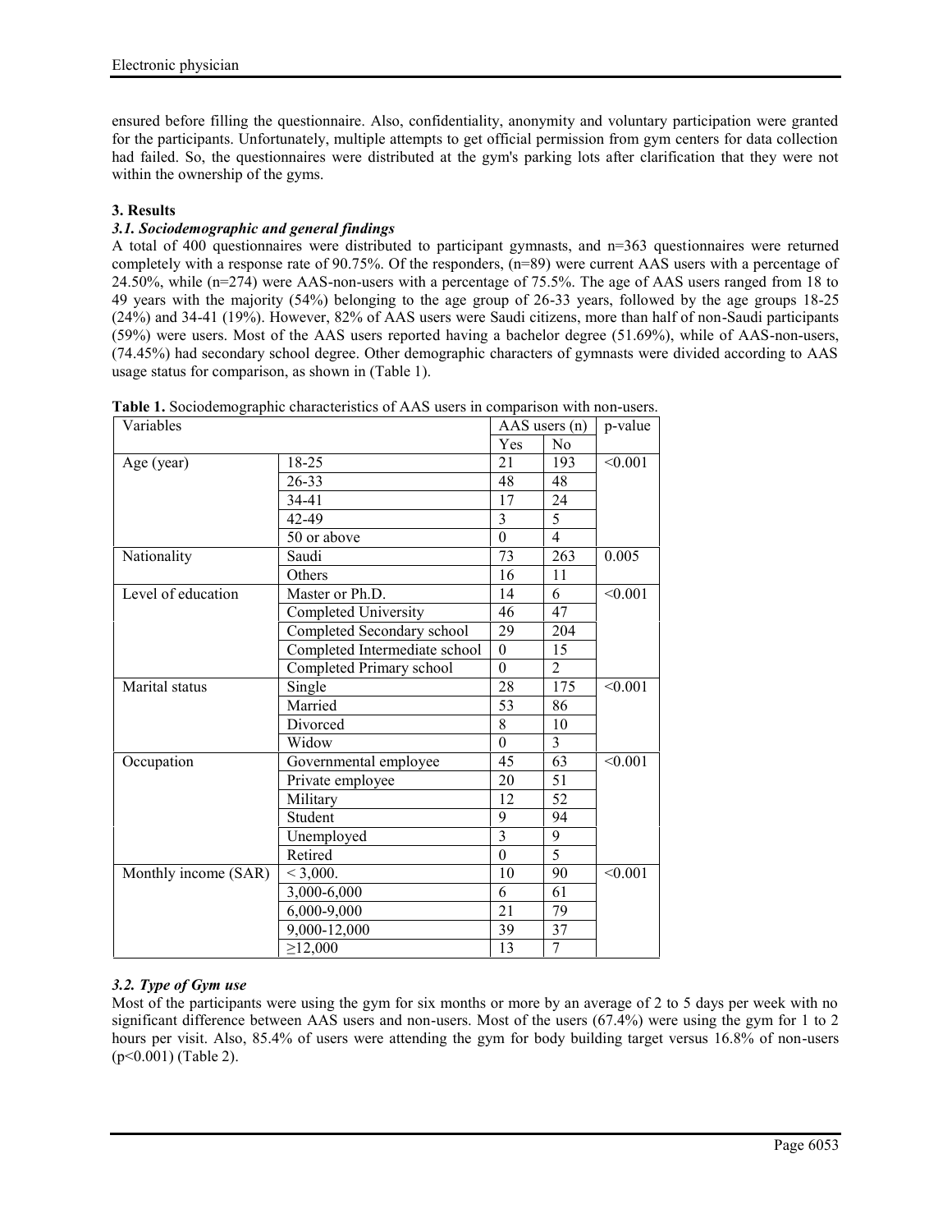ensured before filling the questionnaire. Also, confidentiality, anonymity and voluntary participation were granted for the participants. Unfortunately, multiple attempts to get official permission from gym centers for data collection had failed. So, the questionnaires were distributed at the gym's parking lots after clarification that they were not within the ownership of the gyms.

## 3. Results

### *3.1. Sociodemographic and general findings*

A total of 400 questionnaires were distributed to participant gymnasts, and n=363 questionnaires were returned completely with a response rate of 90.75%. Of the responders, (n=89) were current AAS users with a percentage of 24.50%, while (n=274) were AAS-non-users with a percentage of 75.5%. The age of AAS users ranged from 18 to 49 years with the majority (54%) belonging to the age group of 26-33 years, followed by the age groups 18-25 (24%) and 34-41 (19%). However, 82% of AAS users were Saudi citizens, more than half of non-Saudi participants (59%) were users. Most of the AAS users reported having a bachelor degree (51.69%), while of AAS-non-users, (74.45%) had secondary school degree. Other demographic characters of gymnasts were divided according to AAS usage status for comparison, as shown in (Table 1).

**Table 1.** Sociodemographic characteristics of AAS users in comparison with non-users.

| Variables | | AAS users (n) | | p-value |
|---|---|---|---|---|
| | | Yes | No | |
| Age (year) | 18-25 | 21 | 193 | <0.001 |
| | 26-33 | 48 | 48 | |
| | 34-41 | 17 | 24 | |
| | 42-49 | 3 | 5 | |
| | 50 or above | 0 | 4 | |
| Nationality | Saudi | 73 | 263 | 0.005 |
| | Others | 16 | 11 | |
| Level of education | Master or Ph.D. | 14 | 6 | <0.001 |
| | Completed University | 46 | 47 | |
| | Completed Secondary school | 29 | 204 | |
| | Completed Intermediate school | 0 | 15 | |
| | Completed Primary school | 0 | 2 | |
| Marital status | Single | 28 | 175 | <0.001 |
| | Married | 53 | 86 | |
| | Divorced | 8 | 10 | |
| | Widow | 0 | 3 | |
| Occupation | Governmental employee | 45 | 63 | <0.001 |
| | Private employee | 20 | 51 | |
| | Military | 12 | 52 | |
| | Student | 9 | 94 | |
| | Unemployed | 3 | 9 | |
| | Retired | 0 | 5 | |
| Monthly income (SAR) | < 3,000. | 10 | 90 | <0.001 |
| | 3,000-6,000 | 6 | 61 | |
| | 6,000-9,000 | 21 | 79 | |
| | 9,000-12,000 | 39 | 37 | |
| | ≥12,000 | 13 | 7 | |

### *3.2. Type of Gym use*

Most of the participants were using the gym for six months or more by an average of 2 to 5 days per week with no significant difference between AAS users and non-users. Most of the users (67.4%) were using the gym for 1 to 2 hours per visit. Also, 85.4% of users were attending the gym for body building target versus 16.8% of non-users ($p<0.001$) (Table 2).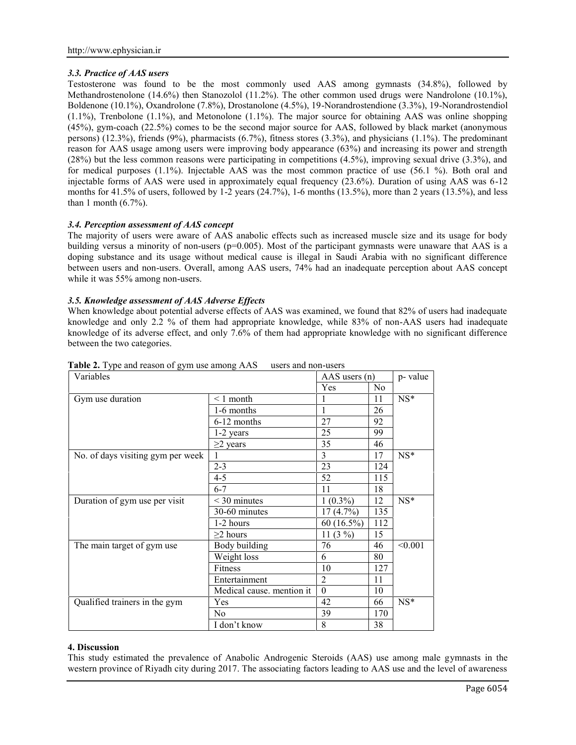### *3.3. Practice of AAS users*

Testosterone was found to be the most commonly used AAS among gymnasts (34.8%), followed by Methandrostenolone (14.6%) then Stanozolol (11.2%). The other common used drugs were Nandrolone (10.1%), Boldenone (10.1%), Oxandrolone (7.8%), Drostanolone (4.5%), 19-Norandrostendione (3.3%), 19-Norandrostendiol (1.1%), Trenbolone (1.1%), and Metonolone (1.1%). The major source for obtaining AAS was online shopping (45%), gym-coach (22.5%) comes to be the second major source for AAS, followed by black market (anonymous persons) (12.3%), friends (9%), pharmacists (6.7%), fitness stores (3.3%), and physicians (1.1%). The predominant reason for AAS usage among users were improving body appearance (63%) and increasing its power and strength (28%) but the less common reasons were participating in competitions (4.5%), improving sexual drive (3.3%), and for medical purposes (1.1%). Injectable AAS was the most common practice of use (56.1 %). Both oral and injectable forms of AAS were used in approximately equal frequency (23.6%). Duration of using AAS was 6-12 months for 41.5% of users, followed by 1-2 years (24.7%), 1-6 months (13.5%), more than 2 years (13.5%), and less than 1 month (6.7%).

### *3.4. Perception assessment of AAS concept*

The majority of users were aware of AAS anabolic effects such as increased muscle size and its usage for body building versus a minority of non-users (p=0.005). Most of the participant gymnasts were unaware that AAS is a doping substance and its usage without medical cause is illegal in Saudi Arabia with no significant difference between users and non-users. Overall, among AAS users, 74% had an inadequate perception about AAS concept while it was 55% among non-users.

### *3.5. Knowledge assessment of AAS Adverse Effects*

When knowledge about potential adverse effects of AAS was examined, we found that 82% of users had inadequate knowledge and only 2.2 % of them had appropriate knowledge, while 83% of non-AAS users had inadequate knowledge of its adverse effect, and only 7.6% of them had appropriate knowledge with no significant difference between the two categories.

**Table 2.** Type and reason of gym use among AAS users and non-users

| Variables | | AAS users (n) | | p- value |
|---|---|---|---|---|
| | | Yes | No | |
| Gym use duration | < 1 month | 1 | 11 | NS* |
| | 1-6 months | 1 | 26 | |
| | 6-12 months | 27 | 92 | |
| | 1-2 years | 25 | 99 | |
| | ≥2 years | 35 | 46 | |
| No. of days visiting gym per week | 1 | 3 | 17 | NS* |
| | 2-3 | 23 | 124 | |
| | 4-5 | 52 | 115 | |
| | 6-7 | 11 | 18 | |
| Duration of gym use per visit | < 30 minutes | 1 (0.3%) | 12 | NS* |
| | 30-60 minutes | 17 (4.7%) | 135 | |
| | 1-2 hours | 60 (16.5%) | 112 | |
| | ≥2 hours | 11 (3 %) | 15 | |
| The main target of gym use | Body building | 76 | 46 | <0.001 |
| | Weight loss | 6 | 80 | |
| | Fitness | 10 | 127 | |
| | Entertainment | 2 | 11 | |
| | Medical cause. mention it | 0 | 10 | |
| Qualified trainers in the gym | Yes | 42 | 66 | NS* |
| | No | 39 | 170 | |
| | I don't know | 8 | 38 | |

## 4. Discussion

This study estimated the prevalence of Anabolic Androgenic Steroids (AAS) use among male gymnasts in the western province of Riyadh city during 2017. The associating factors leading to AAS use and the level of awareness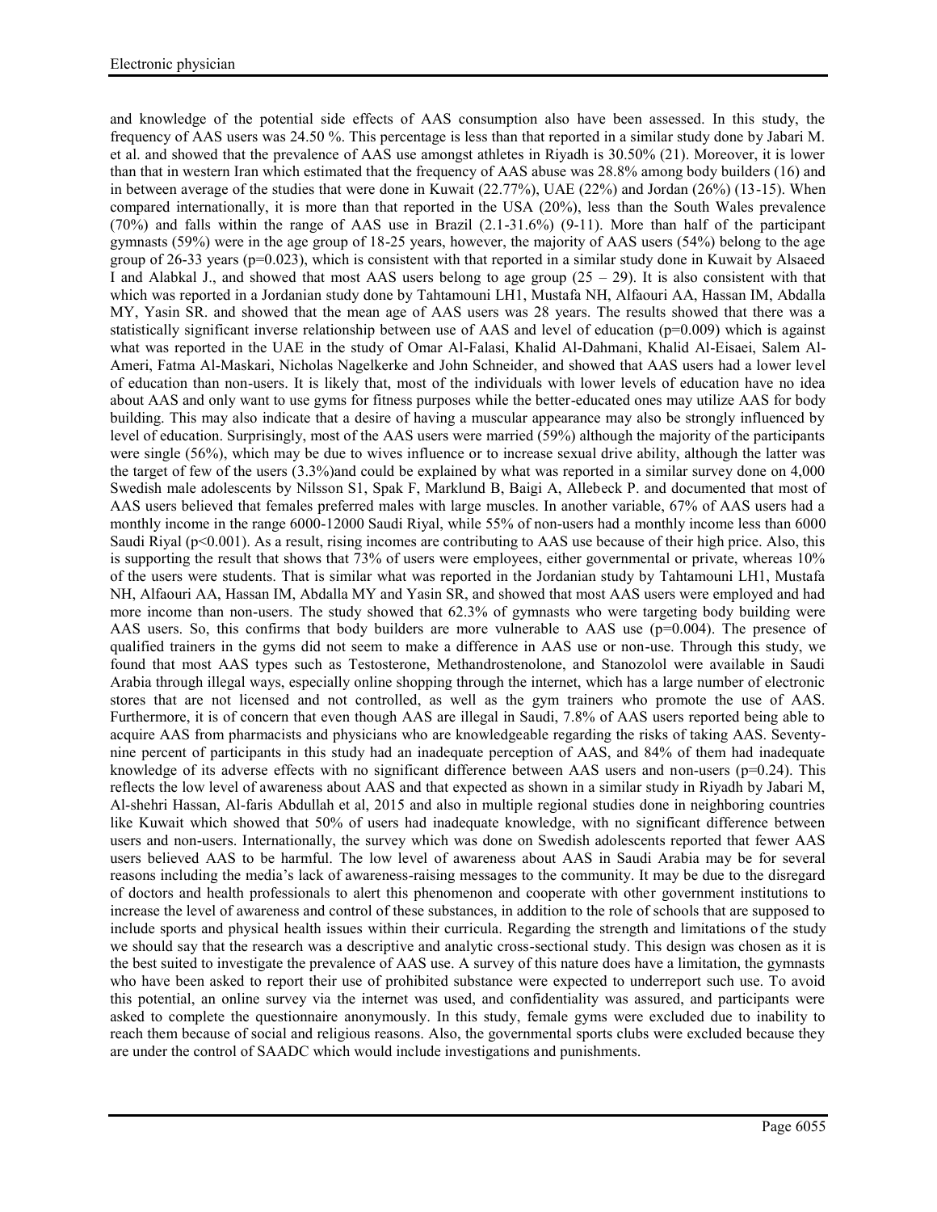and knowledge of the potential side effects of AAS consumption also have been assessed. In this study, the frequency of AAS users was 24.50 %. This percentage is less than that reported in a similar study done by Jabari M. et al. and showed that the prevalence of AAS use amongst athletes in Riyadh is 30.50% (21). Moreover, it is lower than that in western Iran which estimated that the frequency of AAS abuse was 28.8% among body builders (16) and in between average of the studies that were done in Kuwait (22.77%), UAE (22%) and Jordan (26%) (13-15). When compared internationally, it is more than that reported in the USA (20%), less than the South Wales prevalence (70%) and falls within the range of AAS use in Brazil (2.1-31.6%) (9-11). More than half of the participant gymnasts (59%) were in the age group of 18-25 years, however, the majority of AAS users (54%) belong to the age group of 26-33 years (p=0.023), which is consistent with that reported in a similar study done in Kuwait by Alsaeed I and Alabkal J., and showed that most AAS users belong to age group (25 – 29). It is also consistent with that which was reported in a Jordanian study done by Tahtamouni LH1, Mustafa NH, Alfaouri AA, Hassan IM, Abdalla MY, Yasin SR. and showed that the mean age of AAS users was 28 years. The results showed that there was a statistically significant inverse relationship between use of AAS and level of education (p=0.009) which is against what was reported in the UAE in the study of Omar Al-Falasi, Khalid Al-Dahmani, Khalid Al-Eisaei, Salem Al-Ameri, Fatma Al-Maskari, Nicholas Nagelkerke and John Schneider, and showed that AAS users had a lower level of education than non-users. It is likely that, most of the individuals with lower levels of education have no idea about AAS and only want to use gyms for fitness purposes while the better-educated ones may utilize AAS for body building. This may also indicate that a desire of having a muscular appearance may also be strongly influenced by level of education. Surprisingly, most of the AAS users were married (59%) although the majority of the participants were single (56%), which may be due to wives influence or to increase sexual drive ability, although the latter was the target of few of the users (3.3%)and could be explained by what was reported in a similar survey done on 4,000 Swedish male adolescents by Nilsson S1, Spak F, Marklund B, Baigi A, Allebeck P. and documented that most of AAS users believed that females preferred males with large muscles. In another variable, 67% of AAS users had a monthly income in the range 6000-12000 Saudi Riyal, while 55% of non-users had a monthly income less than 6000 Saudi Riyal (p<0.001). As a result, rising incomes are contributing to AAS use because of their high price. Also, this is supporting the result that shows that 73% of users were employees, either governmental or private, whereas 10% of the users were students. That is similar what was reported in the Jordanian study by Tahtamouni LH1, Mustafa NH, Alfaouri AA, Hassan IM, Abdalla MY and Yasin SR, and showed that most AAS users were employed and had more income than non-users. The study showed that 62.3% of gymnasts who were targeting body building were AAS users. So, this confirms that body builders are more vulnerable to AAS use (p=0.004). The presence of qualified trainers in the gyms did not seem to make a difference in AAS use or non-use. Through this study, we found that most AAS types such as Testosterone, Methandrostenolone, and Stanozolol were available in Saudi Arabia through illegal ways, especially online shopping through the internet, which has a large number of electronic stores that are not licensed and not controlled, as well as the gym trainers who promote the use of AAS. Furthermore, it is of concern that even though AAS are illegal in Saudi, 7.8% of AAS users reported being able to acquire AAS from pharmacists and physicians who are knowledgeable regarding the risks of taking AAS. Seventy-nine percent of participants in this study had an inadequate perception of AAS, and 84% of them had inadequate knowledge of its adverse effects with no significant difference between AAS users and non-users (p=0.24). This reflects the low level of awareness about AAS and that expected as shown in a similar study in Riyadh by Jabari M, Al-shehri Hassan, Al-faris Abdullah et al, 2015 and also in multiple regional studies done in neighboring countries like Kuwait which showed that 50% of users had inadequate knowledge, with no significant difference between users and non-users. Internationally, the survey which was done on Swedish adolescents reported that fewer AAS users believed AAS to be harmful. The low level of awareness about AAS in Saudi Arabia may be for several reasons including the media's lack of awareness-raising messages to the community. It may be due to the disregard of doctors and health professionals to alert this phenomenon and cooperate with other government institutions to increase the level of awareness and control of these substances, in addition to the role of schools that are supposed to include sports and physical health issues within their curricula. Regarding the strength and limitations of the study we should say that the research was a descriptive and analytic cross-sectional study. This design was chosen as it is the best suited to investigate the prevalence of AAS use. A survey of this nature does have a limitation, the gymnasts who have been asked to report their use of prohibited substance were expected to underreport such use. To avoid this potential, an online survey via the internet was used, and confidentiality was assured, and participants were asked to complete the questionnaire anonymously. In this study, female gyms were excluded due to inability to reach them because of social and religious reasons. Also, the governmental sports clubs were excluded because they are under the control of SAADC which would include investigations and punishments.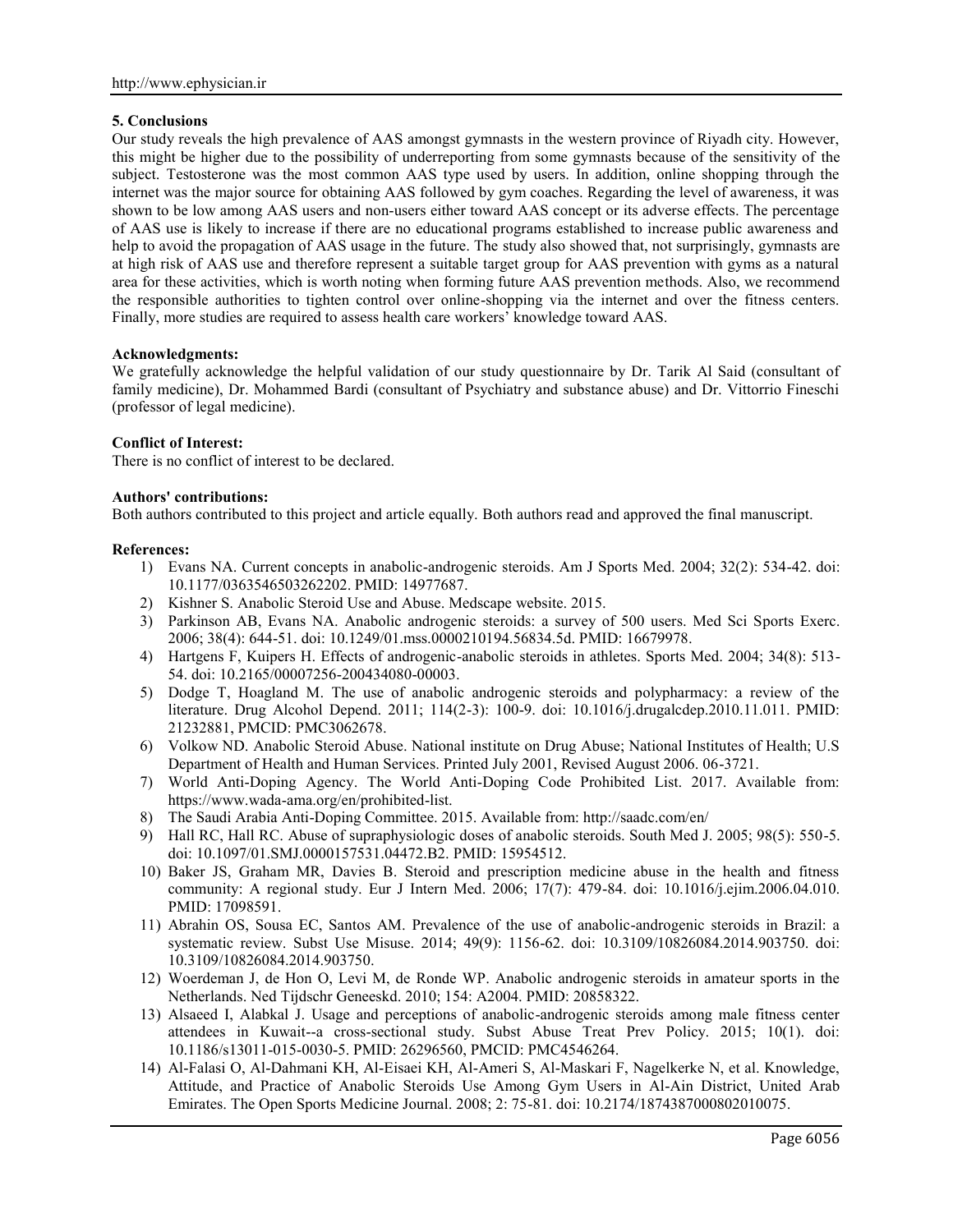## 5. Conclusions

Our study reveals the high prevalence of AAS amongst gymnasts in the western province of Riyadh city. However, this might be higher due to the possibility of underreporting from some gymnasts because of the sensitivity of the subject. Testosterone was the most common AAS type used by users. In addition, online shopping through the internet was the major source for obtaining AAS followed by gym coaches. Regarding the level of awareness, it was shown to be low among AAS users and non-users either toward AAS concept or its adverse effects. The percentage of AAS use is likely to increase if there are no educational programs established to increase public awareness and help to avoid the propagation of AAS usage in the future. The study also showed that, not surprisingly, gymnasts are at high risk of AAS use and therefore represent a suitable target group for AAS prevention with gyms as a natural area for these activities, which is worth noting when forming future AAS prevention methods. Also, we recommend the responsible authorities to tighten control over online-shopping via the internet and over the fitness centers. Finally, more studies are required to assess health care workers' knowledge toward AAS.

**Acknowledgments:**

We gratefully acknowledge the helpful validation of our study questionnaire by Dr. Tarik Al Said (consultant of family medicine), Dr. Mohammed Bardi (consultant of Psychiatry and substance abuse) and Dr. Vittorrio Fineschi (professor of legal medicine).

**Conflict of Interest:**

There is no conflict of interest to be declared.

**Authors' contributions:**

Both authors contributed to this project and article equally. Both authors read and approved the final manuscript.

**References:**

1) Evans NA. Current concepts in anabolic-androgenic steroids. Am J Sports Med. 2004; 32(2): 534-42. doi: 10.1177/0363546503262202. PMID: 14977687.
2) Kishner S. Anabolic Steroid Use and Abuse. Medscape website. 2015.
3) Parkinson AB, Evans NA. Anabolic androgenic steroids: a survey of 500 users. Med Sci Sports Exerc. 2006; 38(4): 644-51. doi: 10.1249/01.mss.0000210194.56834.5d. PMID: 16679978.
4) Hartgens F, Kuipers H. Effects of androgenic-anabolic steroids in athletes. Sports Med. 2004; 34(8): 513-54. doi: 10.2165/00007256-200434080-00003.
5) Dodge T, Hoagland M. The use of anabolic androgenic steroids and polypharmacy: a review of the literature. Drug Alcohol Depend. 2011; 114(2-3): 100-9. doi: 10.1016/j.drugalcdep.2010.11.011. PMID: 21232881, PMCID: PMC3062678.
6) Volkow ND. Anabolic Steroid Abuse. National institute on Drug Abuse; National Institutes of Health; U.S Department of Health and Human Services. Printed July 2001, Revised August 2006. 06-3721.
7) World Anti-Doping Agency. The World Anti-Doping Code Prohibited List. 2017. Available from: https://www.wada-ama.org/en/prohibited-list.
8) The Saudi Arabia Anti-Doping Committee. 2015. Available from: http://saadc.com/en/
9) Hall RC, Hall RC. Abuse of supraphysiologic doses of anabolic steroids. South Med J. 2005; 98(5): 550-5. doi: 10.1097/01.SMJ.0000157531.04472.B2. PMID: 15954512.
10) Baker JS, Graham MR, Davies B. Steroid and prescription medicine abuse in the health and fitness community: A regional study. Eur J Intern Med. 2006; 17(7): 479-84. doi: 10.1016/j.ejim.2006.04.010. PMID: 17098591.
11) Abrahin OS, Sousa EC, Santos AM. Prevalence of the use of anabolic-androgenic steroids in Brazil: a systematic review. Subst Use Misuse. 2014; 49(9): 1156-62. doi: 10.3109/10826084.2014.903750. doi: 10.3109/10826084.2014.903750.
12) Woerdeman J, de Hon O, Levi M, de Ronde WP. Anabolic androgenic steroids in amateur sports in the Netherlands. Ned Tijdschr Geneeskd. 2010; 154: A2004. PMID: 20858322.
13) Alsaeed I, Alabkal J. Usage and perceptions of anabolic-androgenic steroids among male fitness center attendees in Kuwait--a cross-sectional study. Subst Abuse Treat Prev Policy. 2015; 10(1). doi: 10.1186/s13011-015-0030-5. PMID: 26296560, PMCID: PMC4546264.
14) Al-Falasi O, Al-Dahmani KH, Al-Eisaei KH, Al-Ameri S, Al-Maskari F, Nagelkerke N, et al. Knowledge, Attitude, and Practice of Anabolic Steroids Use Among Gym Users in Al-Ain District, United Arab Emirates. The Open Sports Medicine Journal. 2008; 2: 75-81. doi: 10.2174/1874387000802010075.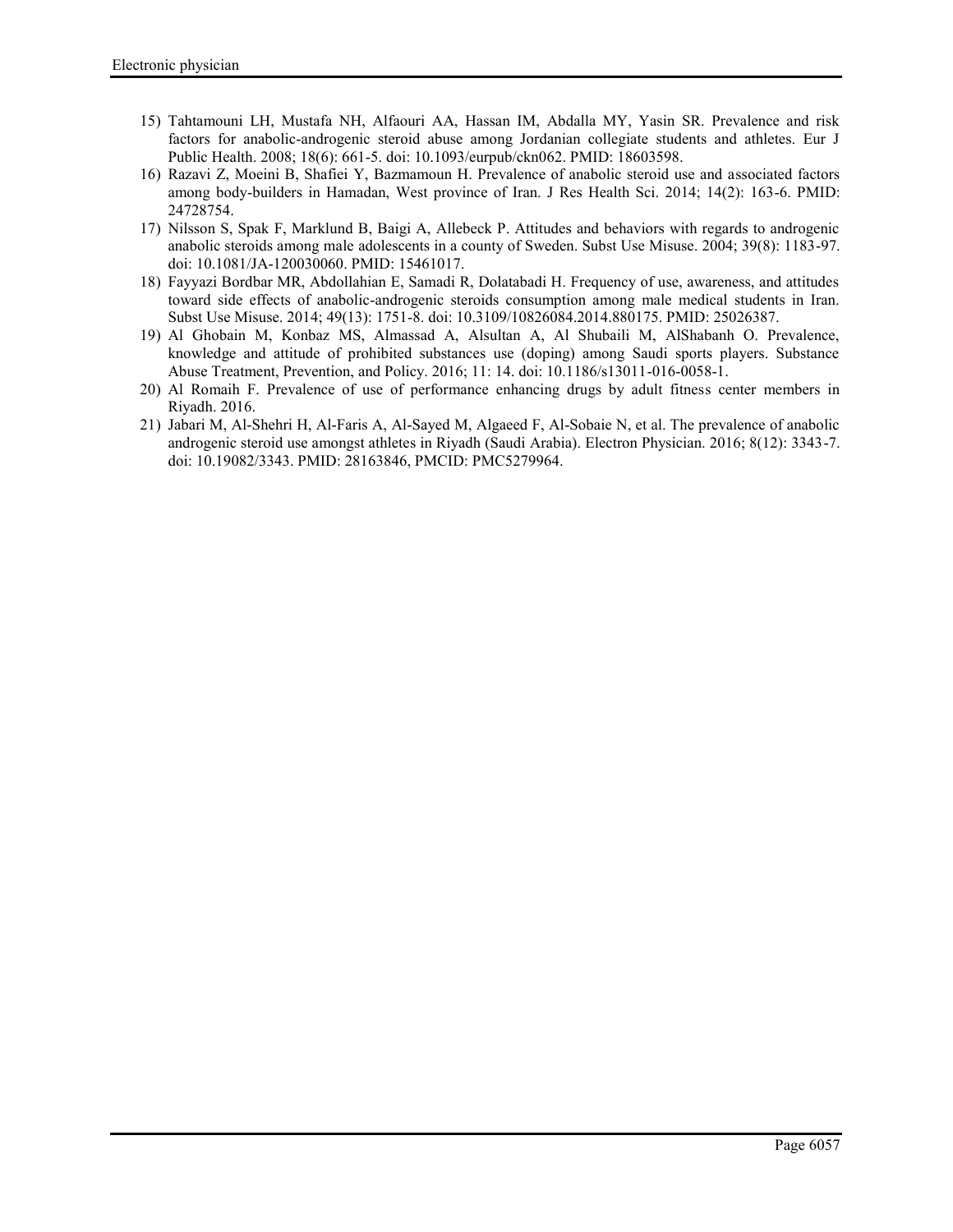15) Tahtamouni LH, Mustafa NH, Alfaouri AA, Hassan IM, Abdalla MY, Yasin SR. Prevalence and risk factors for anabolic-androgenic steroid abuse among Jordanian collegiate students and athletes. Eur J Public Health. 2008; 18(6): 661-5. doi: 10.1093/eurpub/ckn062. PMID: 18603598.
16) Razavi Z, Moeini B, Shafiei Y, Bazmamoun H. Prevalence of anabolic steroid use and associated factors among body-builders in Hamadan, West province of Iran. J Res Health Sci. 2014; 14(2): 163-6. PMID: 24728754.
17) Nilsson S, Spak F, Marklund B, Baigi A, Allebeck P. Attitudes and behaviors with regards to androgenic anabolic steroids among male adolescents in a county of Sweden. Subst Use Misuse. 2004; 39(8): 1183-97. doi: 10.1081/JA-120030060. PMID: 15461017.
18) Fayyazi Bordbar MR, Abdollahian E, Samadi R, Dolatabadi H. Frequency of use, awareness, and attitudes toward side effects of anabolic-androgenic steroids consumption among male medical students in Iran. Subst Use Misuse. 2014; 49(13): 1751-8. doi: 10.3109/10826084.2014.880175. PMID: 25026387.
19) Al Ghobain M, Konbaz MS, Almassad A, Alsultan A, Al Shubaili M, AlShabanh O. Prevalence, knowledge and attitude of prohibited substances use (doping) among Saudi sports players. Substance Abuse Treatment, Prevention, and Policy. 2016; 11: 14. doi: 10.1186/s13011-016-0058-1.
20) Al Romaih F. Prevalence of use of performance enhancing drugs by adult fitness center members in Riyadh. 2016.
21) Jabari M, Al-Shehri H, Al-Faris A, Al-Sayed M, Algaeed F, Al-Sobaie N, et al. The prevalence of anabolic androgenic steroid use amongst athletes in Riyadh (Saudi Arabia). Electron Physician. 2016; 8(12): 3343-7. doi: 10.19082/3343. PMID: 28163846, PMCID: PMC5279964.